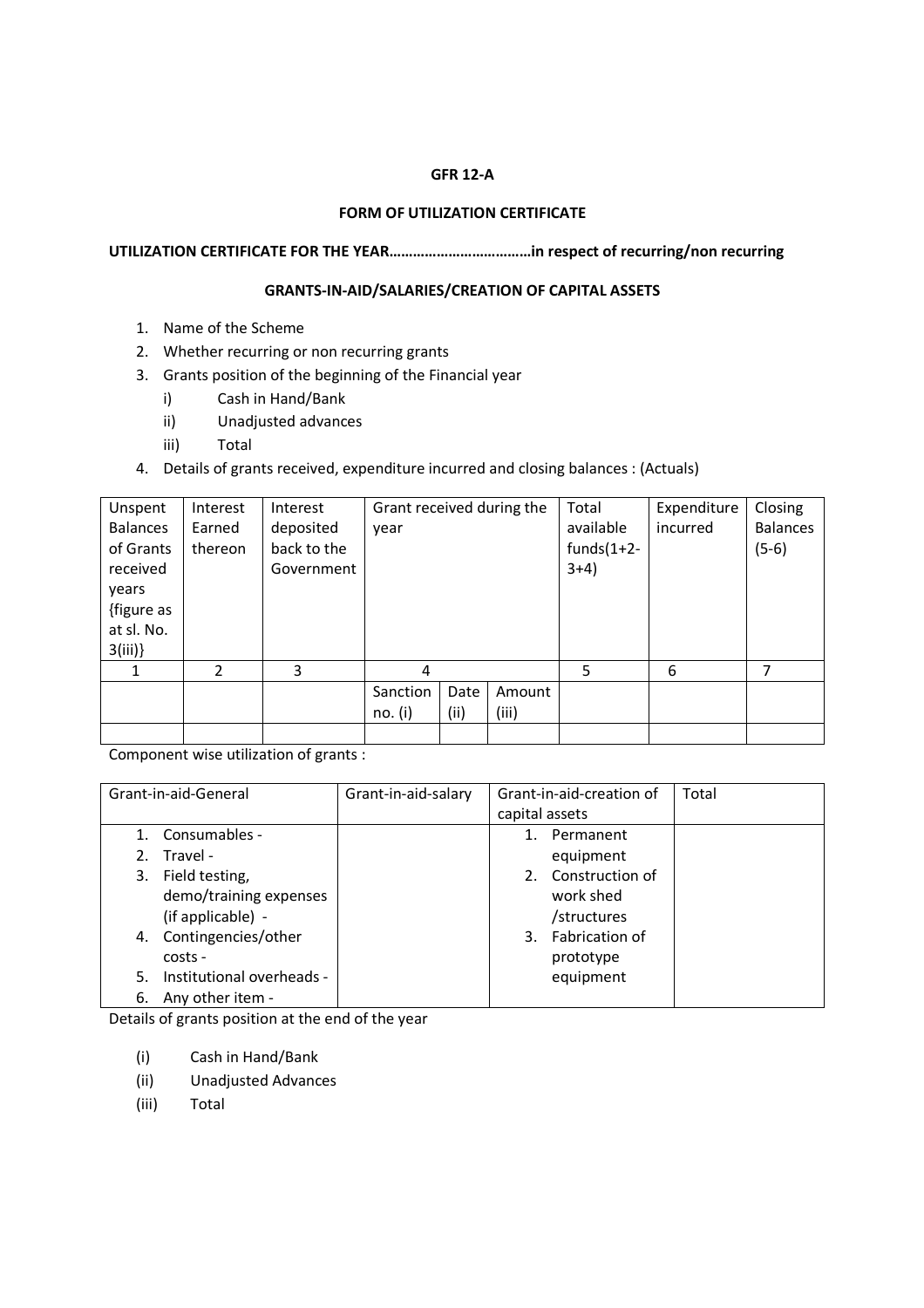**GFR 12-A**

**FORM OF UTILIZATION CERTIFICATE**

**UTILIZATION CERTIFICATE FOR THE YEAR………………………………in respect of recurring/non recurring**

**GRANTS-IN-AID/SALARIES/CREATION OF CAPITAL ASSETS**

1. Name of the Scheme
2. Whether recurring or non recurring grants
3. Grants position of the beginning of the Financial year
   i) Cash in Hand/Bank
   ii) Unadjusted advances
   iii) Total
4. Details of grants received, expenditure incurred and closing balances : (Actuals)

| Unspent Balances of Grants received years {figure as at sl. No. 3(iii)} | Interest Earned thereon | Interest deposited back to the Government | Grant received during the year | | | Total available funds(1+2-3+4) | Expenditure incurred | Closing Balances (5-6) |
|---|---|---|---|---|---|---|---|---|
| 1 | 2 | 3 | 4 | | | 5 | 6 | 7 |
| | | | Sanction no. (i) | Date (ii) | Amount (iii) | | | |
| | | | | | | | | |

Component wise utilization of grants :

| Grant-in-aid-General | Grant-in-aid-salary | Grant-in-aid-creation of capital assets | Total |
|---|---|---|---|
| 1. Consumables -<br>2. Travel -<br>3. Field testing, demo/training expenses (if applicable) -<br>4. Contingencies/other costs -<br>5. Institutional overheads -<br>6. Any other item - | | 1. Permanent equipment<br>2. Construction of work shed /structures<br>3. Fabrication of prototype equipment | |

Details of grants position at the end of the year

(i) Cash in Hand/Bank
(ii) Unadjusted Advances
(iii) Total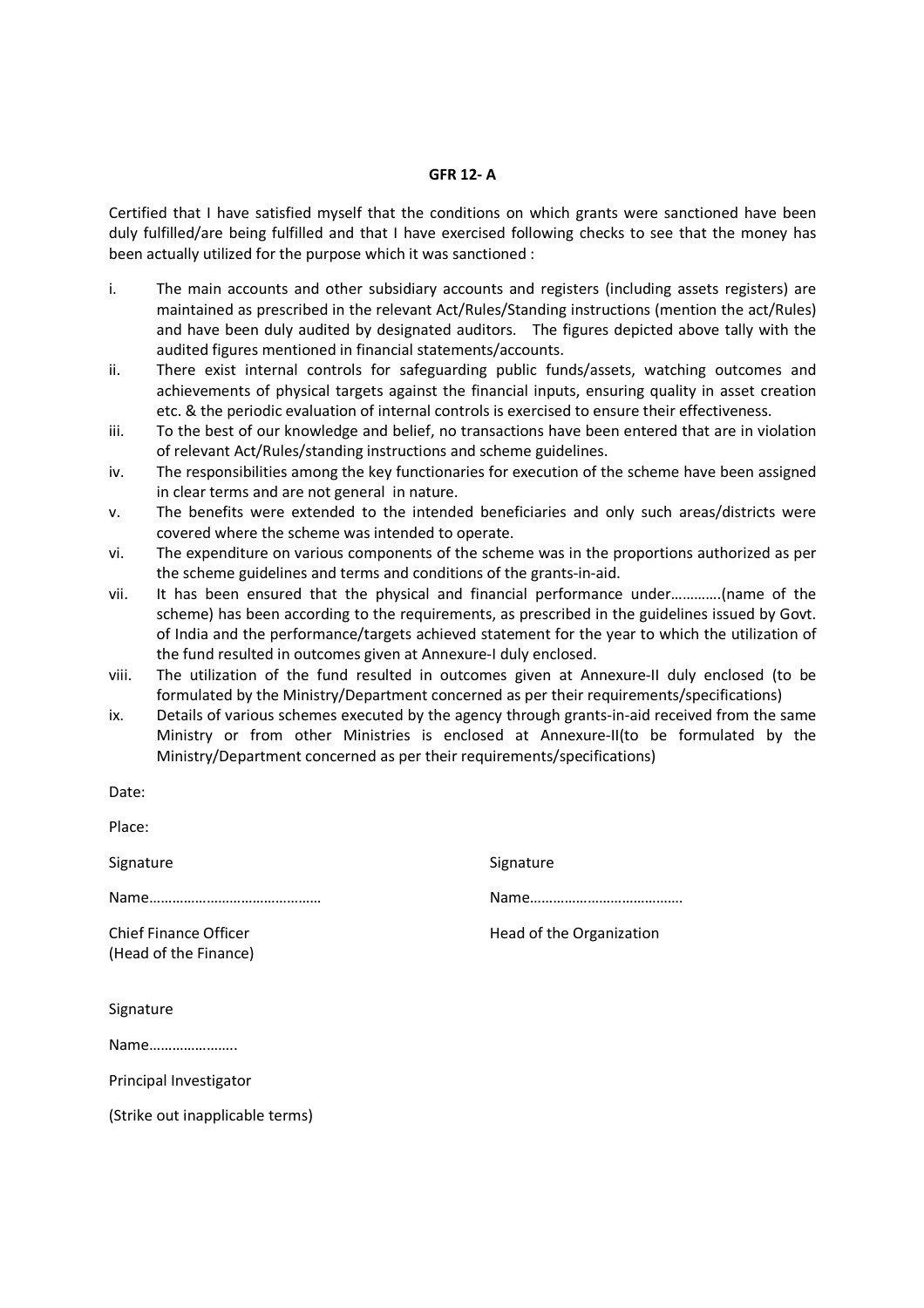**GFR 12- A**

Certified that I have satisfied myself that the conditions on which grants were sanctioned have been duly fulfilled/are being fulfilled and that I have exercised following checks to see that the money has been actually utilized for the purpose which it was sanctioned :

i. The main accounts and other subsidiary accounts and registers (including assets registers) are maintained as prescribed in the relevant Act/Rules/Standing instructions (mention the act/Rules) and have been duly audited by designated auditors. The figures depicted above tally with the audited figures mentioned in financial statements/accounts.
ii. There exist internal controls for safeguarding public funds/assets, watching outcomes and achievements of physical targets against the financial inputs, ensuring quality in asset creation etc. & the periodic evaluation of internal controls is exercised to ensure their effectiveness.
iii. To the best of our knowledge and belief, no transactions have been entered that are in violation of relevant Act/Rules/standing instructions and scheme guidelines.
iv. The responsibilities among the key functionaries for execution of the scheme have been assigned in clear terms and are not general in nature.
v. The benefits were extended to the intended beneficiaries and only such areas/districts were covered where the scheme was intended to operate.
vi. The expenditure on various components of the scheme was in the proportions authorized as per the scheme guidelines and terms and conditions of the grants-in-aid.
vii. It has been ensured that the physical and financial performance under………….(name of the scheme) has been according to the requirements, as prescribed in the guidelines issued by Govt. of India and the performance/targets achieved statement for the year to which the utilization of the fund resulted in outcomes given at Annexure-I duly enclosed.
viii. The utilization of the fund resulted in outcomes given at Annexure-II duly enclosed (to be formulated by the Ministry/Department concerned as per their requirements/specifications)
ix. Details of various schemes executed by the agency through grants-in-aid received from the same Ministry or from other Ministries is enclosed at Annexure-II(to be formulated by the Ministry/Department concerned as per their requirements/specifications)

Date:

Place:

Signature

Name………………………………………

Chief Finance Officer
(Head of the Finance)

Signature

Name…………………………………

Head of the Organization

Signature

Name…………………..

Principal Investigator

(Strike out inapplicable terms)